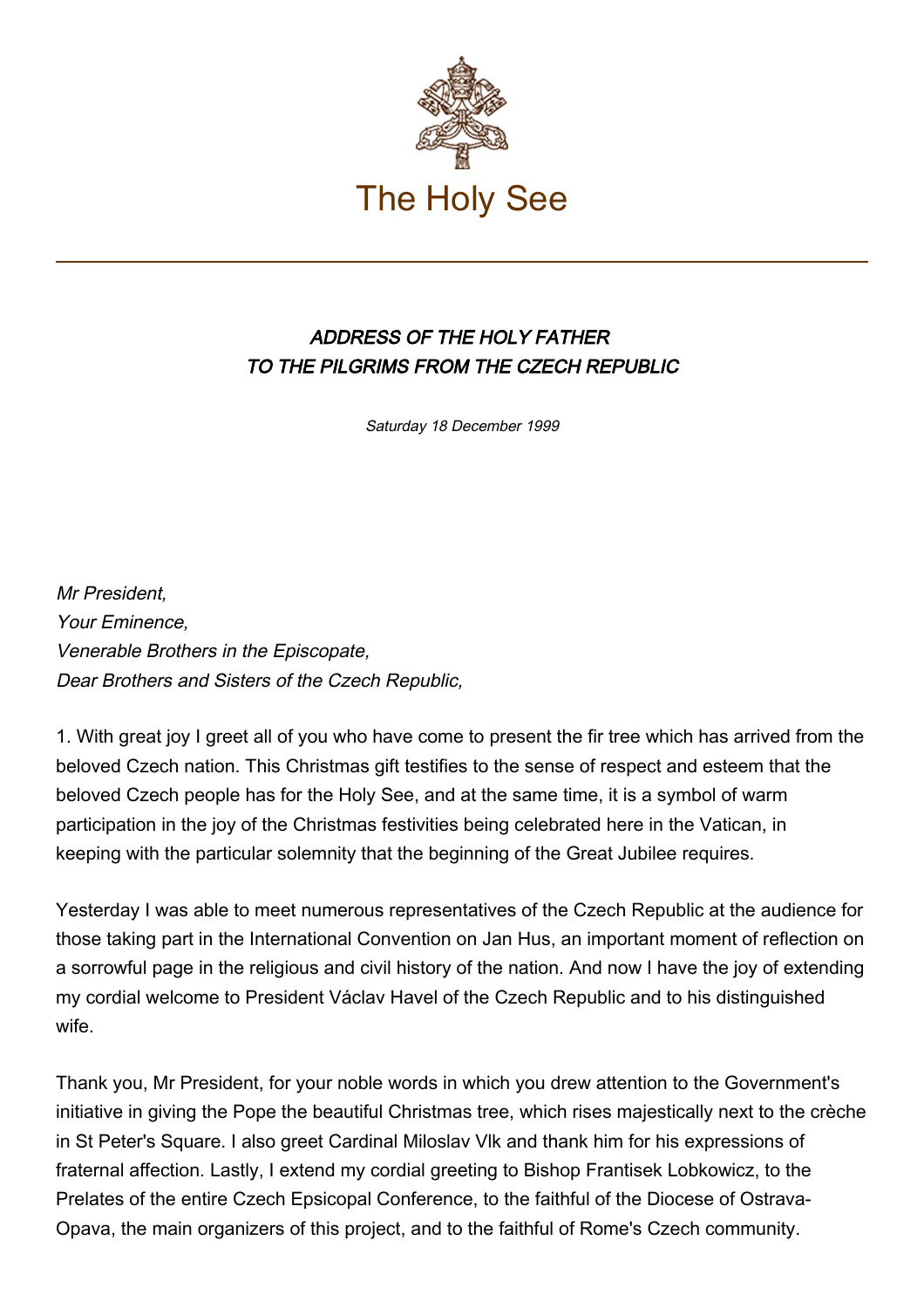# The Holy See

## *ADDRESS OF THE HOLY FATHER TO THE PILGRIMS FROM THE CZECH REPUBLIC*

*Saturday 18 December 1999*

*Mr President,*
*Your Eminence,*
*Venerable Brothers in the Episcopate,*
*Dear Brothers and Sisters of the Czech Republic,*

1. With great joy I greet all of you who have come to present the fir tree which has arrived from the beloved Czech nation. This Christmas gift testifies to the sense of respect and esteem that the beloved Czech people has for the Holy See, and at the same time, it is a symbol of warm participation in the joy of the Christmas festivities being celebrated here in the Vatican, in keeping with the particular solemnity that the beginning of the Great Jubilee requires.

Yesterday I was able to meet numerous representatives of the Czech Republic at the audience for those taking part in the International Convention on Jan Hus, an important moment of reflection on a sorrowful page in the religious and civil history of the nation. And now I have the joy of extending my cordial welcome to President Václav Havel of the Czech Republic and to his distinguished wife.

Thank you, Mr President, for your noble words in which you drew attention to the Government's initiative in giving the Pope the beautiful Christmas tree, which rises majestically next to the crèche in St Peter's Square. I also greet Cardinal Miloslav Vlk and thank him for his expressions of fraternal affection. Lastly, I extend my cordial greeting to Bishop Frantisek Lobkowicz, to the Prelates of the entire Czech Epsicopal Conference, to the faithful of the Diocese of Ostrava-Opava, the main organizers of this project, and to the faithful of Rome's Czech community.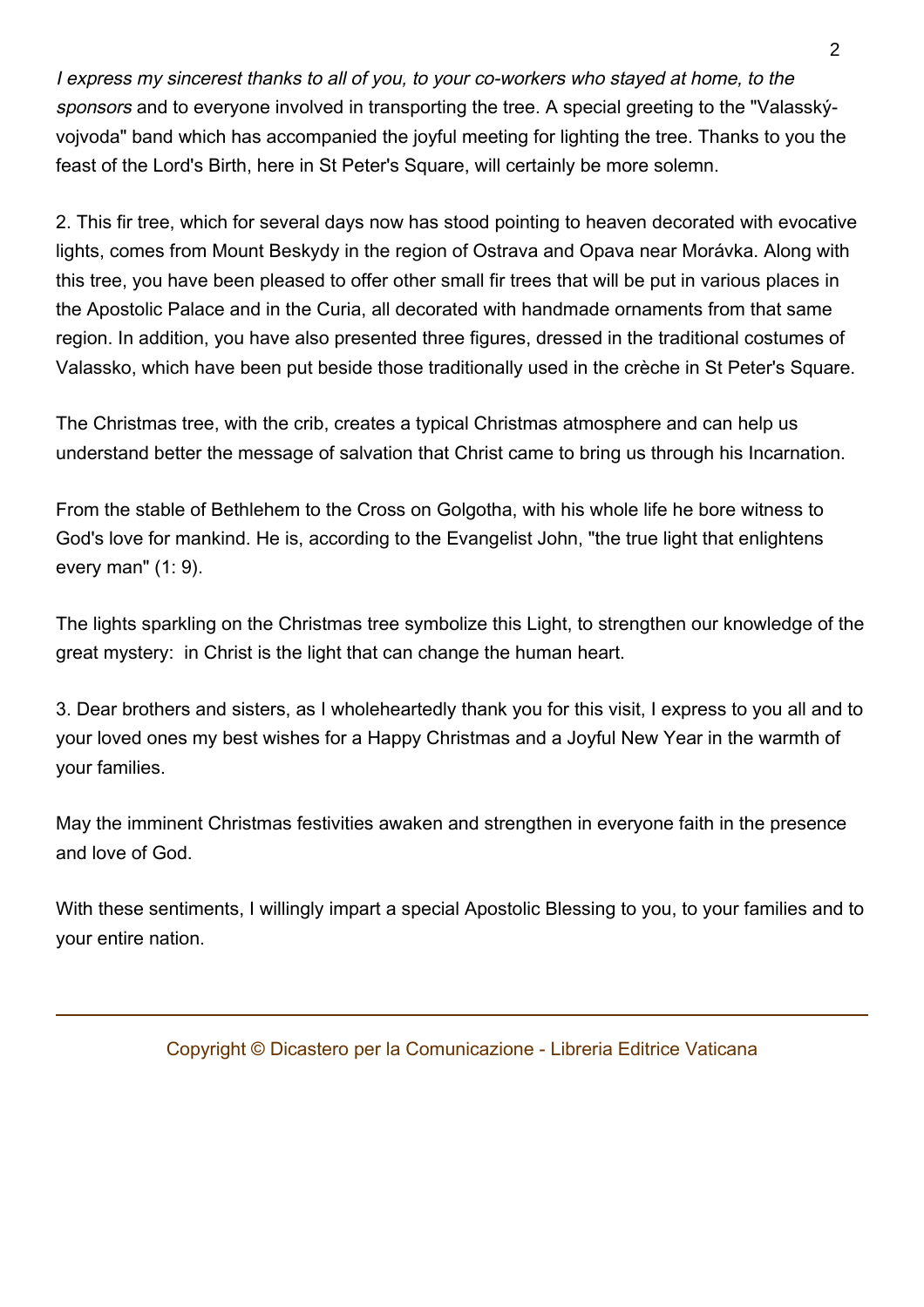*I express my sincerest thanks to all of you, to your co-workers who stayed at home, to the sponsors* and to everyone involved in transporting the tree. A special greeting to the "Valasský-vojvoda" band which has accompanied the joyful meeting for lighting the tree. Thanks to you the feast of the Lord's Birth, here in St Peter's Square, will certainly be more solemn.

2. This fir tree, which for several days now has stood pointing to heaven decorated with evocative lights, comes from Mount Beskydy in the region of Ostrava and Opava near Morávka. Along with this tree, you have been pleased to offer other small fir trees that will be put in various places in the Apostolic Palace and in the Curia, all decorated with handmade ornaments from that same region. In addition, you have also presented three figures, dressed in the traditional costumes of Valassko, which have been put beside those traditionally used in the crèche in St Peter's Square.

The Christmas tree, with the crib, creates a typical Christmas atmosphere and can help us understand better the message of salvation that Christ came to bring us through his Incarnation.

From the stable of Bethlehem to the Cross on Golgotha, with his whole life he bore witness to God's love for mankind. He is, according to the Evangelist John, "the true light that enlightens every man" (1: 9).

The lights sparkling on the Christmas tree symbolize this Light, to strengthen our knowledge of the great mystery: in Christ is the light that can change the human heart.

3. Dear brothers and sisters, as I wholeheartedly thank you for this visit, I express to you all and to your loved ones my best wishes for a Happy Christmas and a Joyful New Year in the warmth of your families.

May the imminent Christmas festivities awaken and strengthen in everyone faith in the presence and love of God.

With these sentiments, I willingly impart a special Apostolic Blessing to you, to your families and to your entire nation.

---

Copyright © Dicastero per la Comunicazione - Libreria Editrice Vaticana